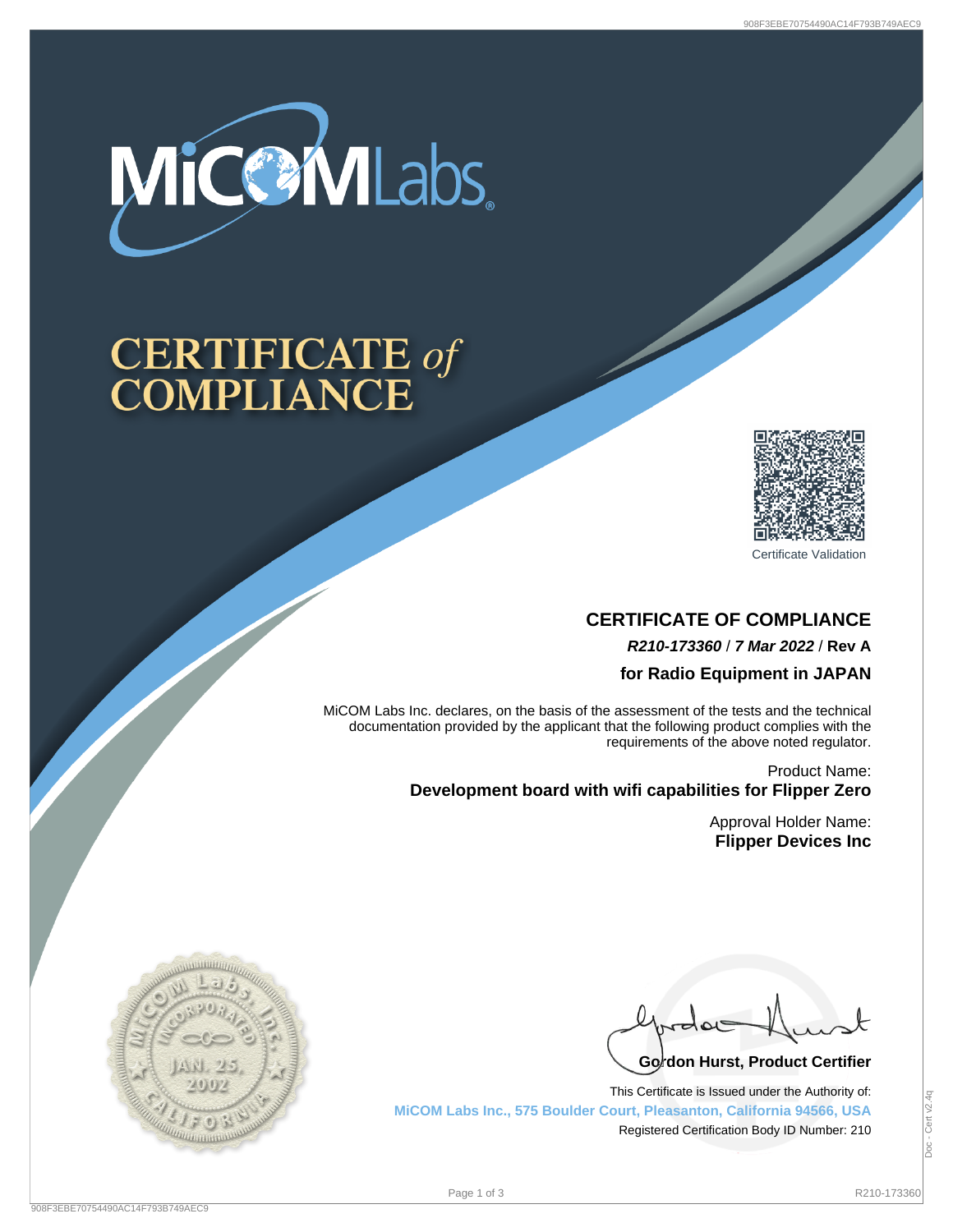# CERTIFICATE of COMPLIANCE

Certificate Validation

## CERTIFICATE OF COMPLIANCE

***R210-173360*** / ***7 Mar 2022*** / **Rev A**

**for Radio Equipment in JAPAN**

MiCOM Labs Inc. declares, on the basis of the assessment of the tests and the technical documentation provided by the applicant that the following product complies with the requirements of the above noted regulator.

Product Name:
**Development board with wifi capabilities for Flipper Zero**

Approval Holder Name:
**Flipper Devices Inc**

**Gordon Hurst, Product Certifier**

This Certificate is Issued under the Authority of:
**MiCOM Labs Inc., 575 Boulder Court, Pleasanton, California 94566, USA**
Registered Certification Body ID Number: 210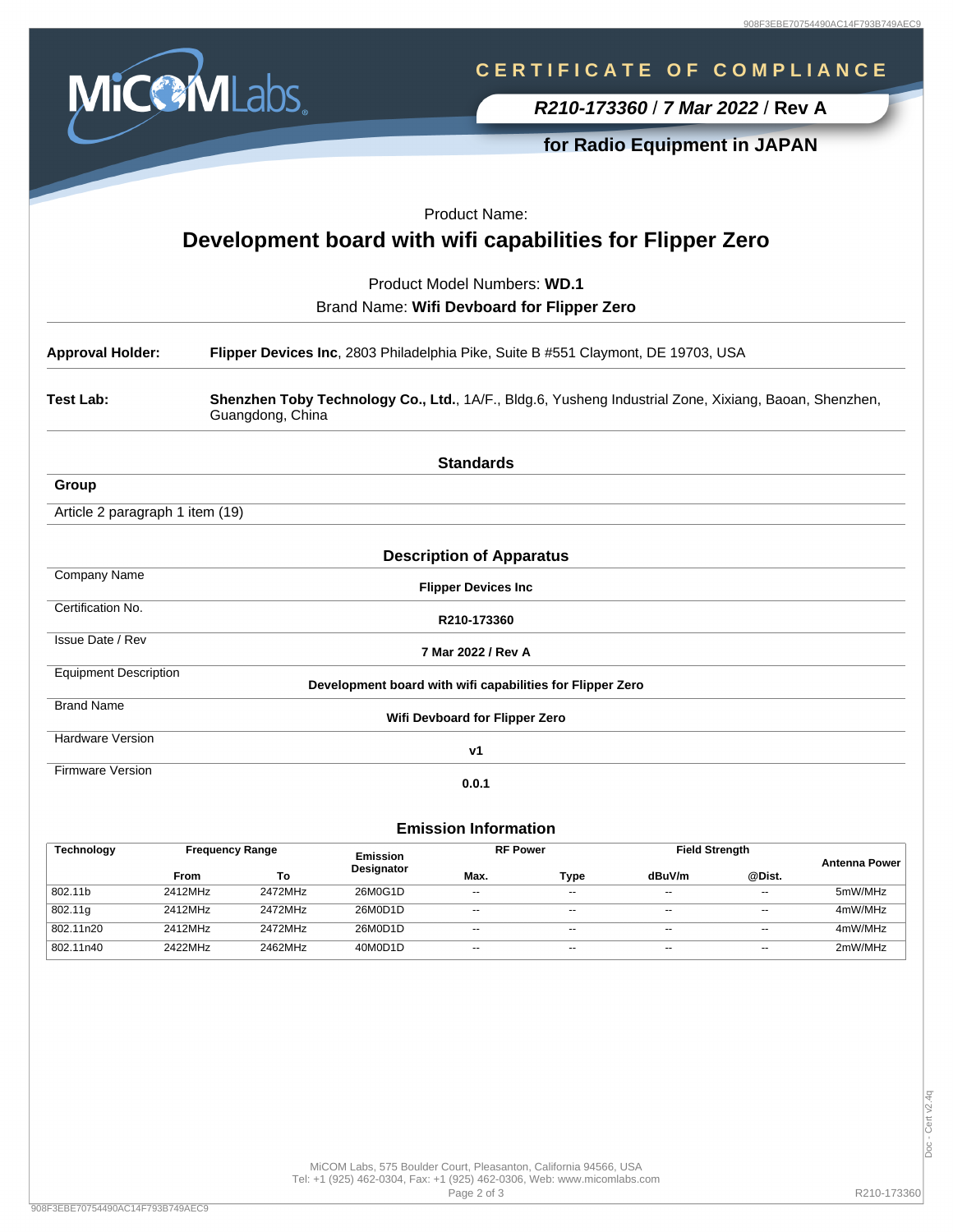# CERTIFICATE OF COMPLIANCE

***R210-173360* / *7 Mar 2022* / Rev A**

**for Radio Equipment in JAPAN**

Product Name:

## Development board with wifi capabilities for Flipper Zero

Product Model Numbers: **WD.1**

Brand Name: **Wifi Devboard for Flipper Zero**

| | |
|---|---|
| **Approval Holder:** | **Flipper Devices Inc**, 2803 Philadelphia Pike, Suite B #551 Claymont, DE 19703, USA |
| **Test Lab:** | **Shenzhen Toby Technology Co., Ltd.**, 1A/F., Bldg.6, Yusheng Industrial Zone, Xixiang, Baoan, Shenzhen, Guangdong, China |

### Standards

| **Group** |
|---|
| Article 2 paragraph 1 item (19) |

### Description of Apparatus

| | |
|---|---|
| Company Name | **Flipper Devices Inc** |
| Certification No. | **R210-173360** |
| Issue Date / Rev | **7 Mar 2022 / Rev A** |
| Equipment Description | **Development board with wifi capabilities for Flipper Zero** |
| Brand Name | **Wifi Devboard for Flipper Zero** |
| Hardware Version | **v1** |
| Firmware Version | **0.0.1** |

### Emission Information

| Technology | Frequency Range | | Emission Designator | RF Power | | Field Strength | | Antenna Power |
|---|---|---|---|---|---|---|---|---|
| | From | To | | Max. | Type | dBuV/m | @Dist. | |
| 802.11b | 2412MHz | 2472MHz | 26M0G1D | -- | -- | -- | -- | 5mW/MHz |
| 802.11g | 2412MHz | 2472MHz | 26M0D1D | -- | -- | -- | -- | 4mW/MHz |
| 802.11n20 | 2412MHz | 2472MHz | 26M0D1D | -- | -- | -- | -- | 4mW/MHz |
| 802.11n40 | 2422MHz | 2462MHz | 40M0D1D | -- | -- | -- | -- | 2mW/MHz |

MiCOM Labs, 575 Boulder Court, Pleasanton, California 94566, USA
Tel: +1 (925) 462-0304, Fax: +1 (925) 462-0306, Web: www.micomlabs.com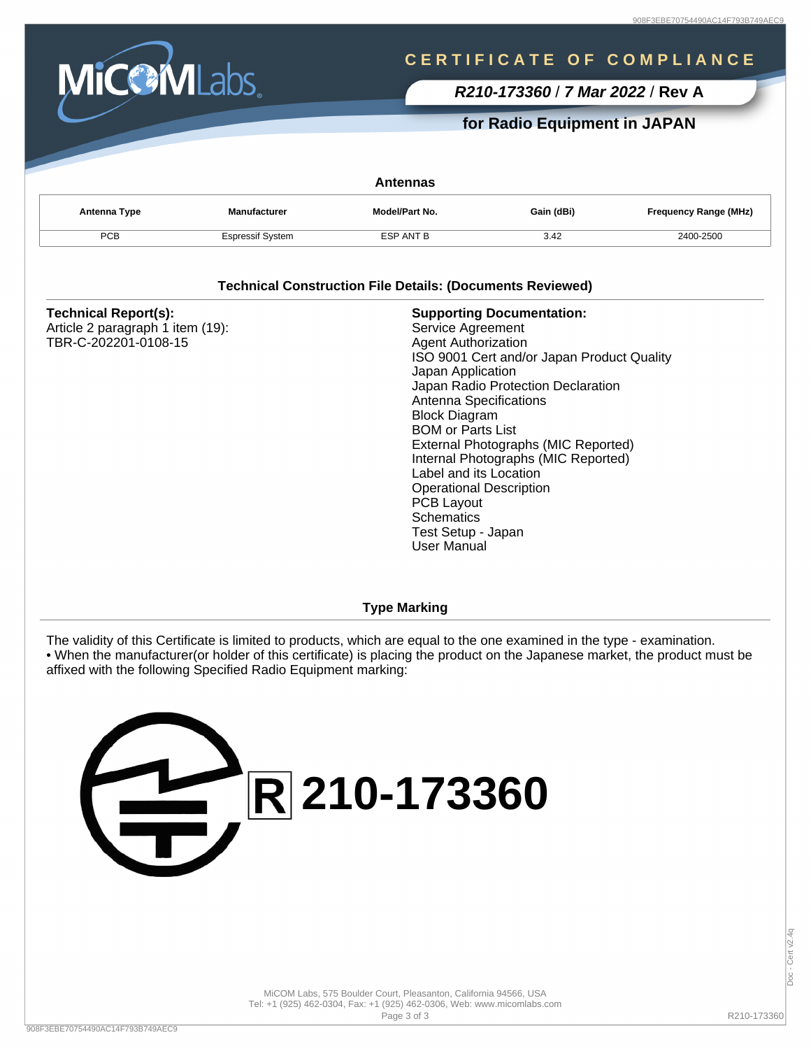# CERTIFICATE OF COMPLIANCE

***R210-173360* / *7 Mar 2022* / Rev A**

**for Radio Equipment in JAPAN**

## Antennas

| Antenna Type | Manufacturer | Model/Part No. | Gain (dBi) | Frequency Range (MHz) |
|---|---|---|---|---|
| PCB | Espressif System | ESP ANT B | 3.42 | 2400-2500 |

## Technical Construction File Details: (Documents Reviewed)

**Technical Report(s):**
Article 2 paragraph 1 item (19):
TBR-C-202201-0108-15

**Supporting Documentation:**
Service Agreement
Agent Authorization
ISO 9001 Cert and/or Japan Product Quality
Japan Application
Japan Radio Protection Declaration
Antenna Specifications
Block Diagram
BOM or Parts List
External Photographs (MIC Reported)
Internal Photographs (MIC Reported)
Label and its Location
Operational Description
PCB Layout
Schematics
Test Setup - Japan
User Manual

## Type Marking

The validity of this Certificate is limited to products, which are equal to the one examined in the type - examination.
• When the manufacturer(or holder of this certificate) is placing the product on the Japanese market, the product must be affixed with the following Specified Radio Equipment marking:

**R 210-173360**

MiCOM Labs, 575 Boulder Court, Pleasanton, California 94566, USA
Tel: +1 (925) 462-0304, Fax: +1 (925) 462-0306, Web: www.micomlabs.com